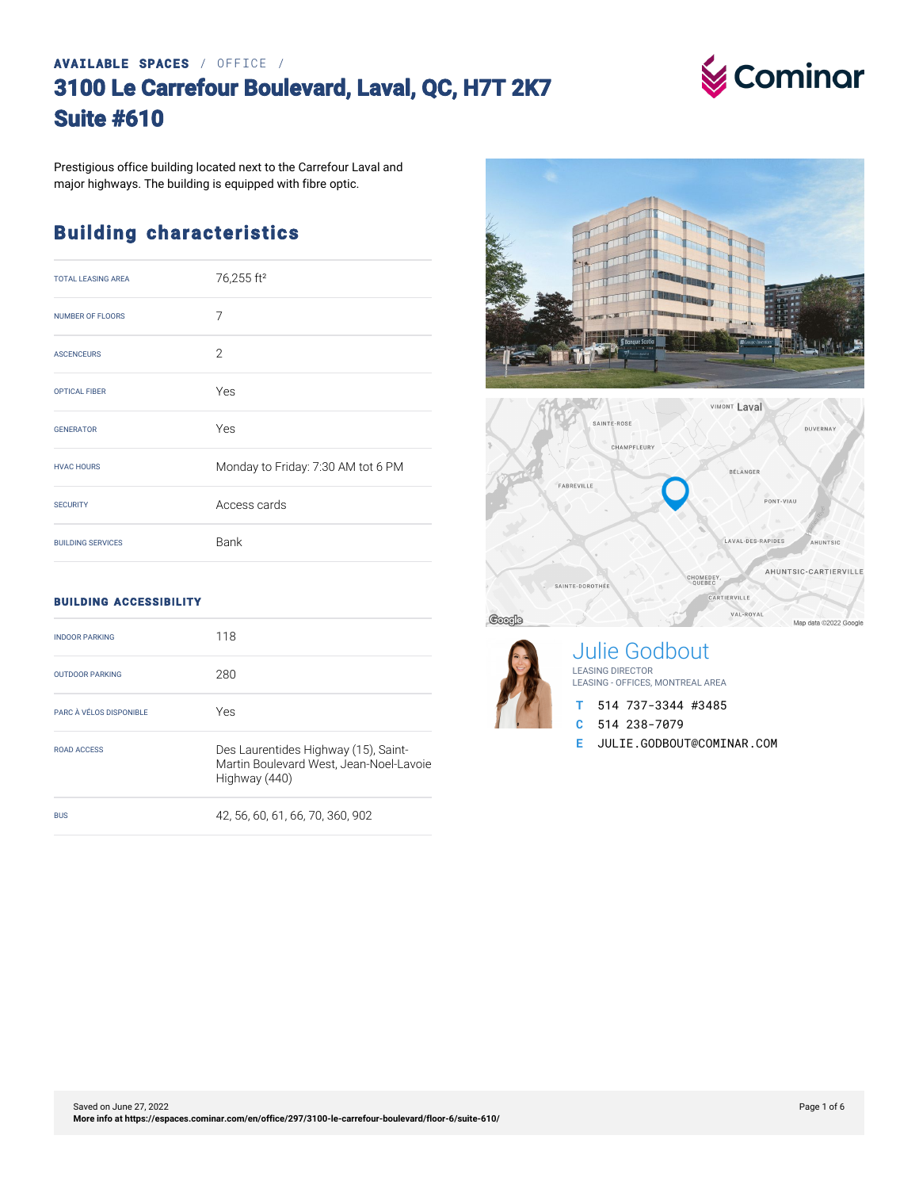AVAILABLE SPACES / OFFICE /

# 3100 Le Carrefour Boulevard, Laval, QC, H7T 2K7
# Suite #610

Prestigious office building located next to the Carrefour Laval and major highways. The building is equipped with fibre optic.

## Building characteristics

| | |
|---|---|
| TOTAL LEASING AREA | 76,255 ft² |
| NUMBER OF FLOORS | 7 |
| ASCENCEURS | 2 |
| OPTICAL FIBER | Yes |
| GENERATOR | Yes |
| HVAC HOURS | Monday to Friday: 7:30 AM tot 6 PM |
| SECURITY | Access cards |
| BUILDING SERVICES | Bank |

### BUILDING ACCESSIBILITY

| | |
|---|---|
| INDOOR PARKING | 118 |
| OUTDOOR PARKING | 280 |
| PARC À VÉLOS DISPONIBLE | Yes |
| ROAD ACCESS | Des Laurentides Highway (15), Saint-Martin Boulevard West, Jean-Noel-Lavoie Highway (440) |
| BUS | 42, 56, 60, 61, 66, 70, 360, 902 |

## Julie Godbout

LEASING DIRECTOR
LEASING - OFFICES, MONTREAL AREA

T 514 737-3344 #3485
C 514 238-7079
E JULIE.GODBOUT@COMINAR.COM

Saved on June 27, 2022
More info at https://espaces.cominar.com/en/office/297/3100-le-carrefour-boulevard/floor-6/suite-610/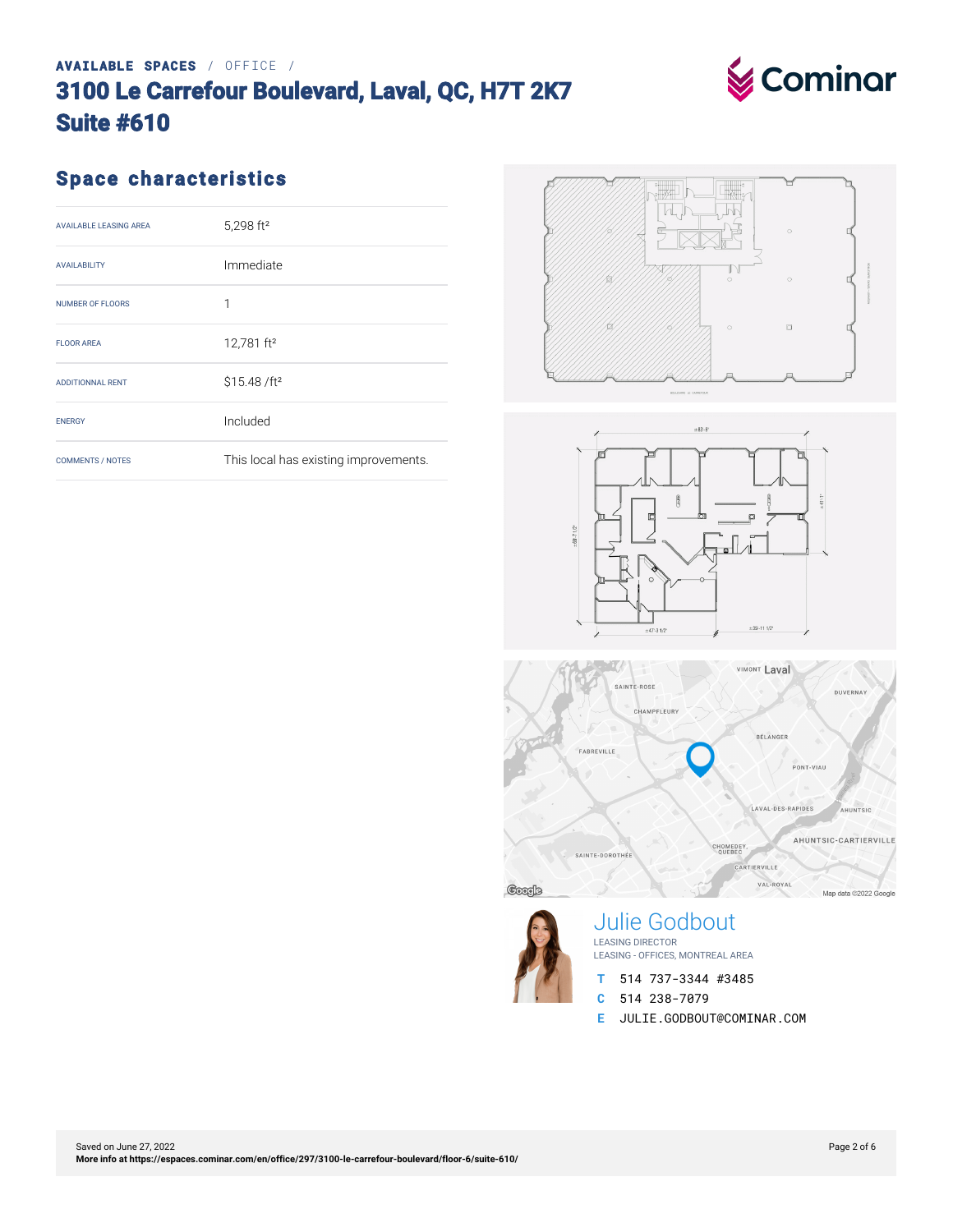AVAILABLE SPACES / OFFICE /

# 3100 Le Carrefour Boulevard, Laval, QC, H7T 2K7
# Suite #610

## Space characteristics

| | |
|---|---|
| AVAILABLE LEASING AREA | 5,298 ft² |
| AVAILABILITY | Immediate |
| NUMBER OF FLOORS | 1 |
| FLOOR AREA | 12,781 ft² |
| ADDITIONNAL RENT | $15.48 /ft² |
| ENERGY | Included |
| COMMENTS / NOTES | This local has existing improvements. |

Julie Godbout
LEASING DIRECTOR
LEASING - OFFICES, MONTREAL AREA

T 514 737-3344 #3485
C 514 238-7079
E JULIE.GODBOUT@COMINAR.COM

Saved on June 27, 2022
More info at https://espaces.cominar.com/en/office/297/3100-le-carrefour-boulevard/floor-6/suite-610/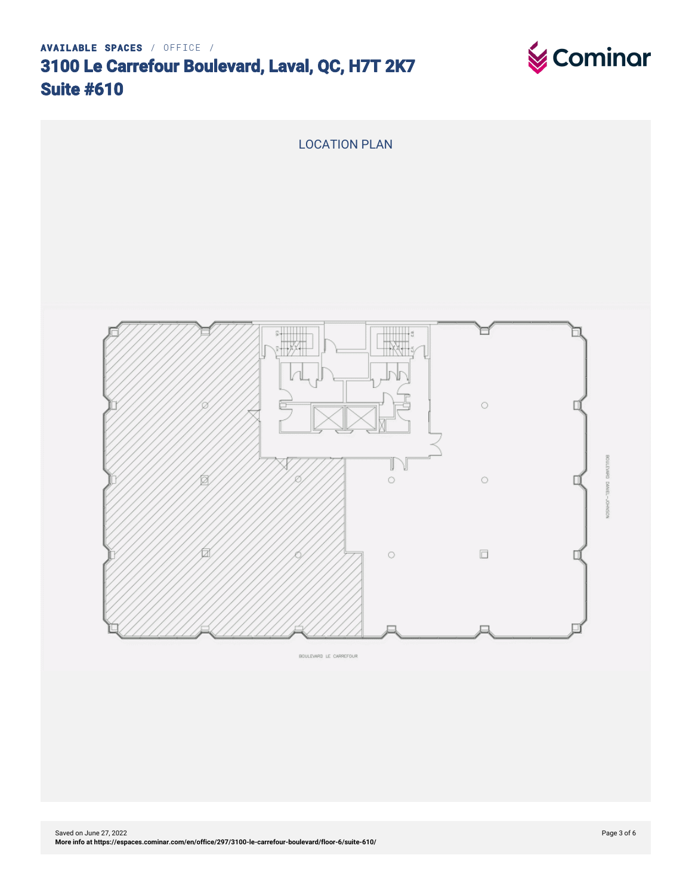**AVAILABLE SPACES** / OFFICE /

# 3100 Le Carrefour Boulevard, Laval, QC, H7T 2K7
# Suite #610

LOCATION PLAN

BOULEVARD DANIEL-JOHNSON

BOULEVARD LE CARREFOUR

Saved on June 27, 2022
**More info at https://espaces.cominar.com/en/office/297/3100-le-carrefour-boulevard/floor-6/suite-610/**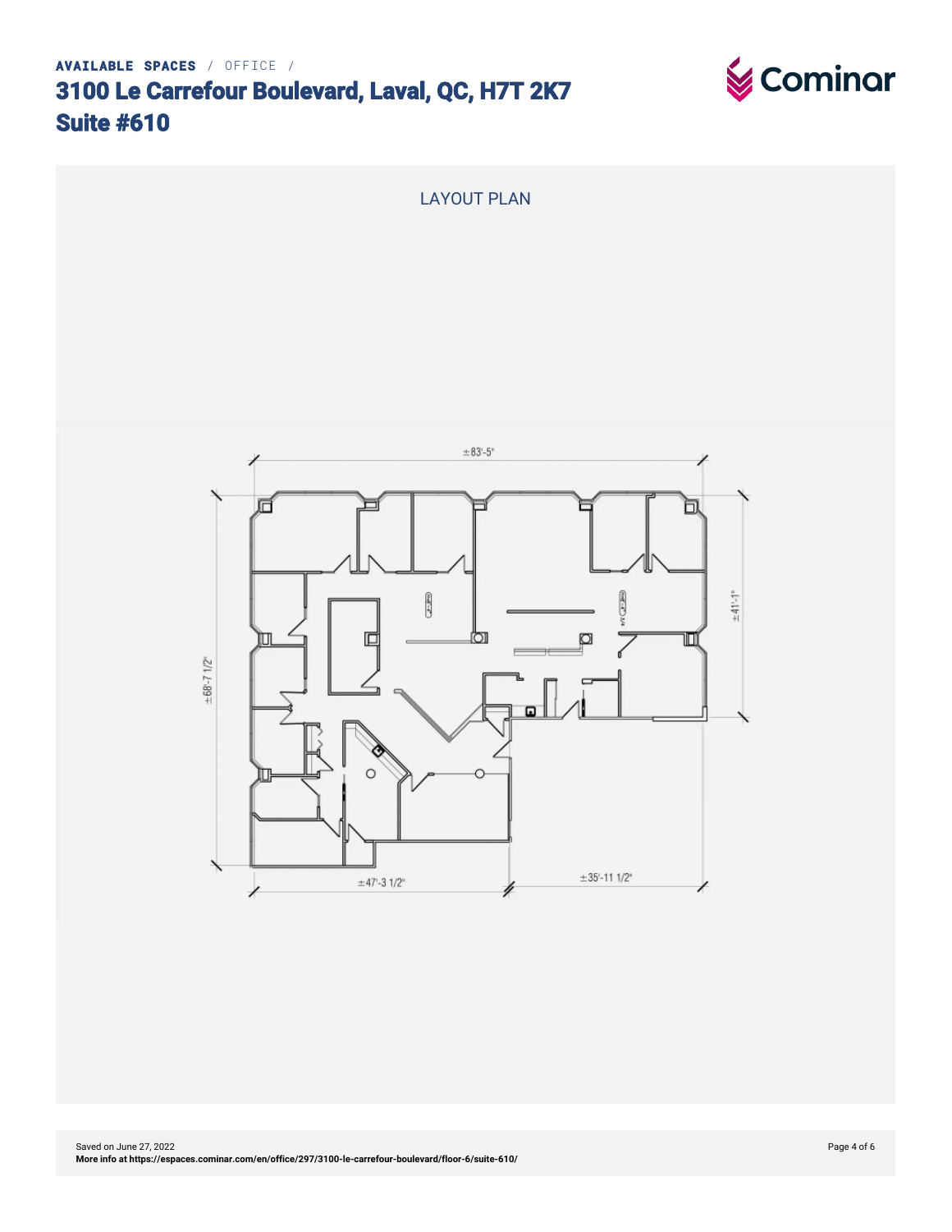AVAILABLE SPACES / OFFICE /

# 3100 Le Carrefour Boulevard, Laval, QC, H7T 2K7
# Suite #610

## LAYOUT PLAN

±83'-5"

±68'-7 1/2"

±41'-1"

±47'-3 1/2"

±35'-11 1/2"

Saved on June 27, 2022

**More info at https://espaces.cominar.com/en/office/297/3100-le-carrefour-boulevard/floor-6/suite-610/**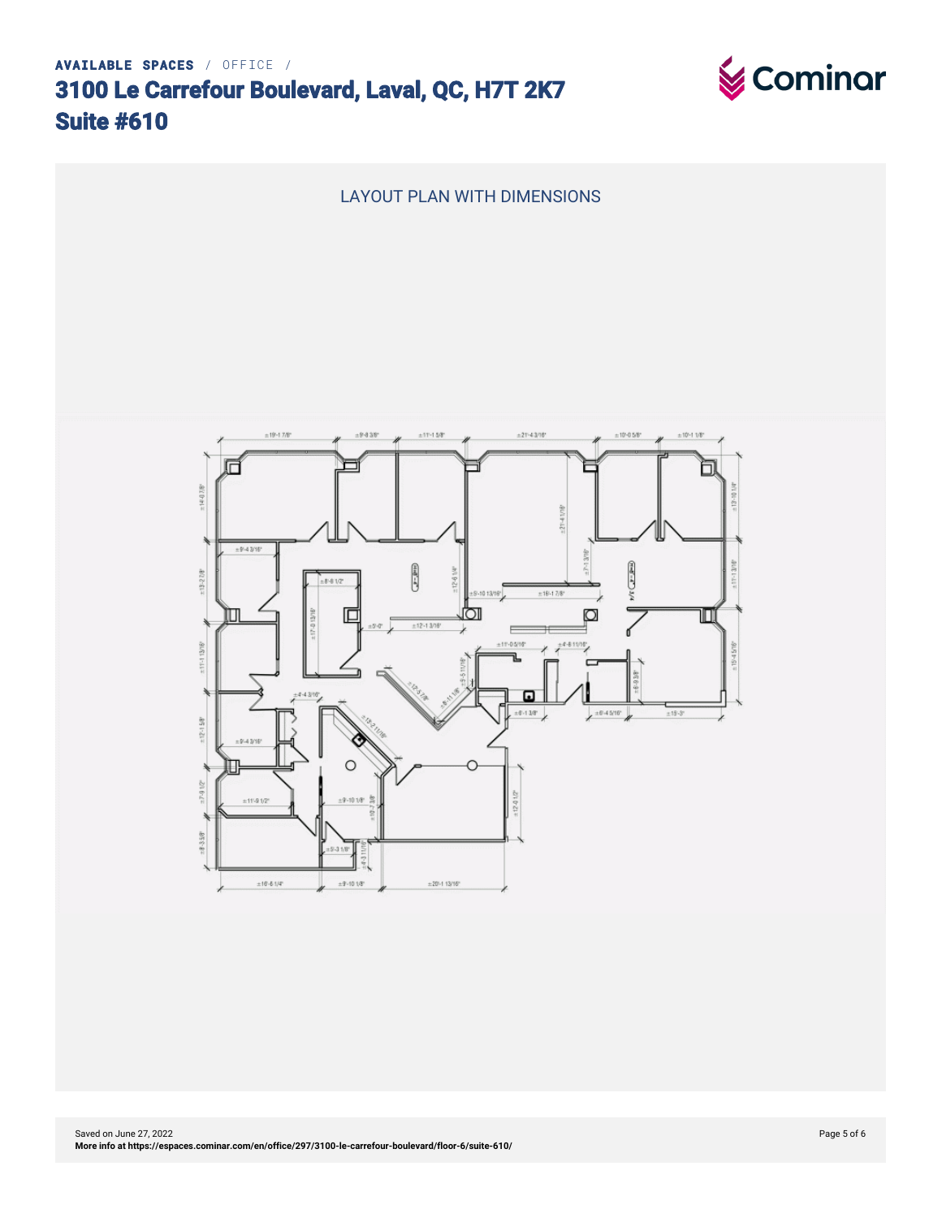**AVAILABLE SPACES** / OFFICE /

# 3100 Le Carrefour Boulevard, Laval, QC, H7T 2K7
# Suite #610

LAYOUT PLAN WITH DIMENSIONS

Saved on June 27, 2022
**More info at https://espaces.cominar.com/en/office/297/3100-le-carrefour-boulevard/floor-6/suite-610/**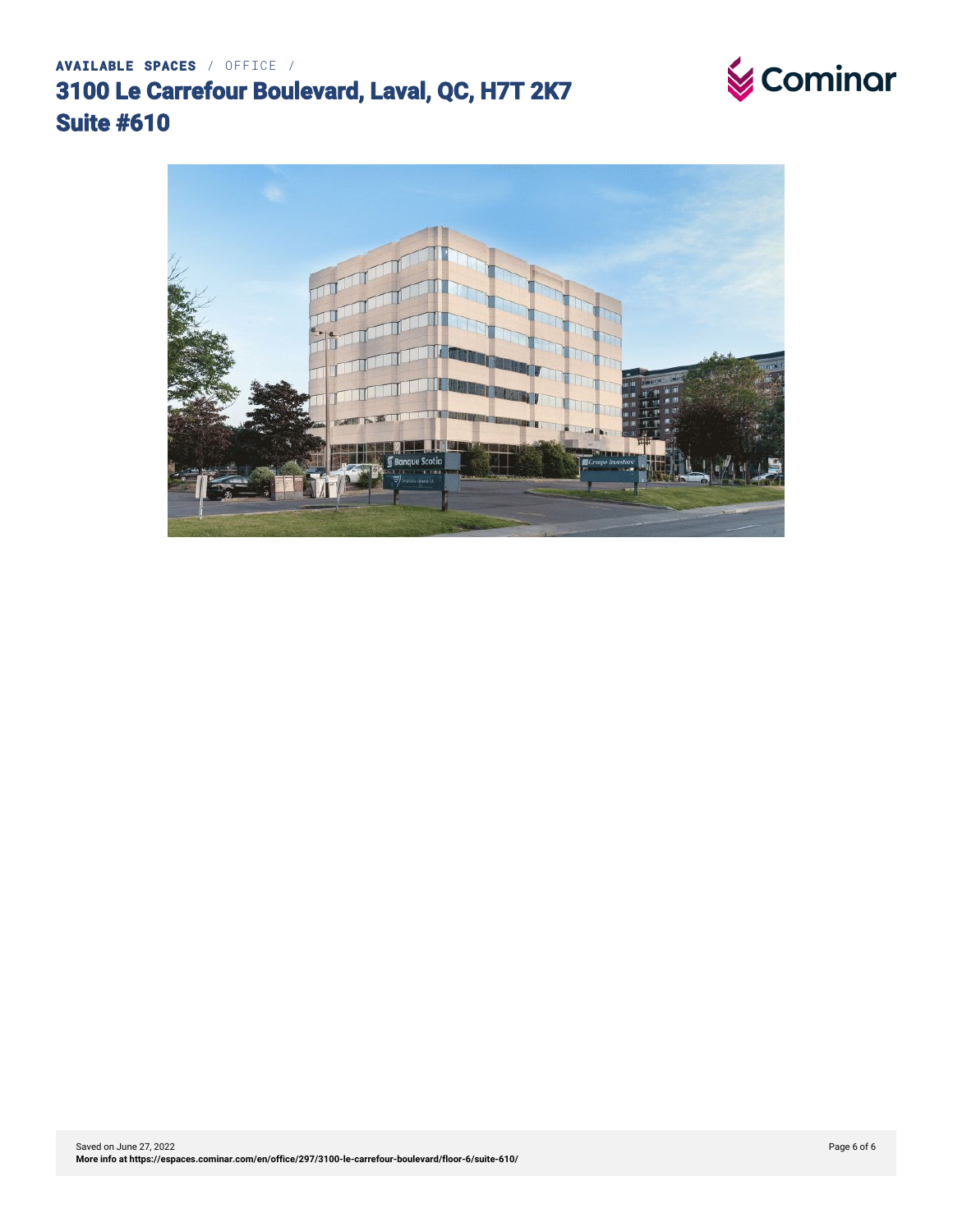AVAILABLE SPACES / OFFICE /

# 3100 Le Carrefour Boulevard, Laval, QC, H7T 2K7
# Suite #610

Saved on June 27, 2022

More info at https://espaces.cominar.com/en/office/297/3100-le-carrefour-boulevard/floor-6/suite-610/